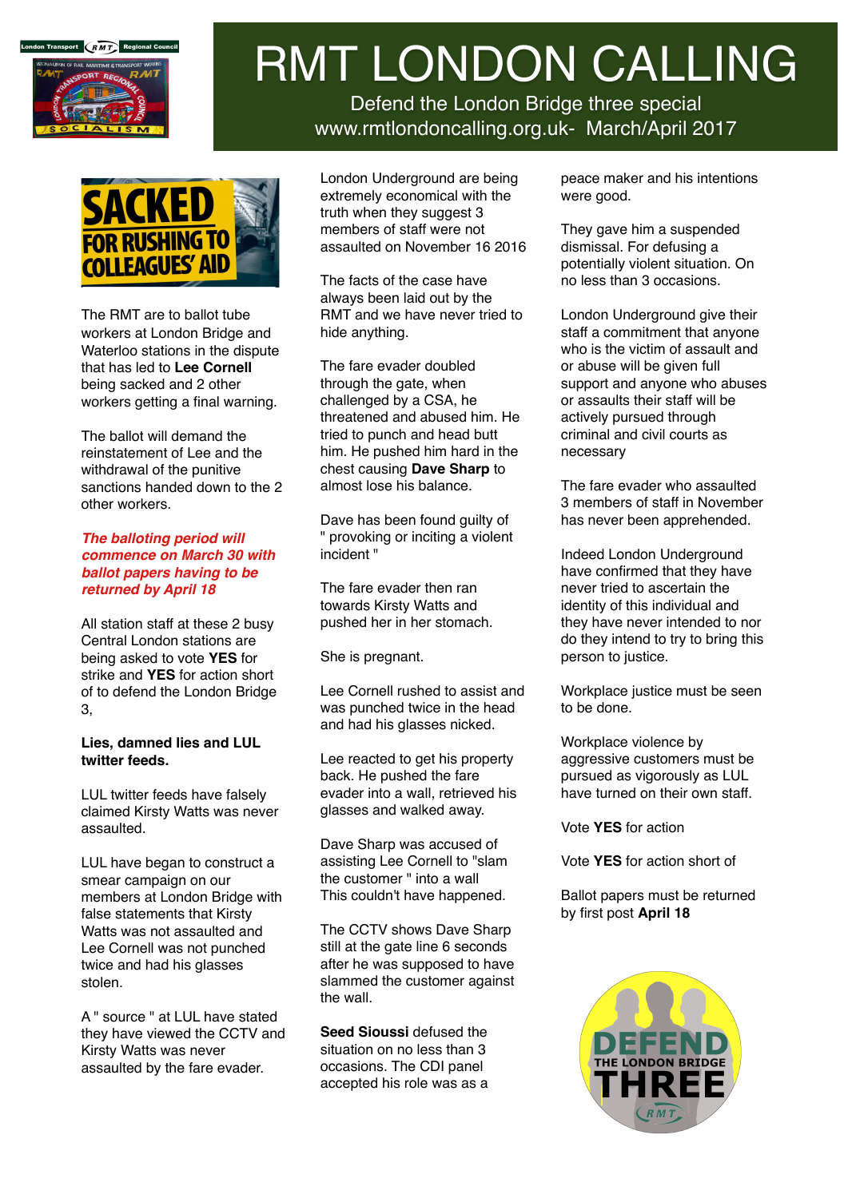# RMT LONDON CALLING

Defend the London Bridge three special
www.rmtlondoncalling.org.uk- March/April 2017

## SACKED FOR RUSHING TO COLLEAGUES' AID

The RMT are to ballot tube workers at London Bridge and Waterloo stations in the dispute that has led to **Lee Cornell** being sacked and 2 other workers getting a final warning.

The ballot will demand the reinstatement of Lee and the withdrawal of the punitive sanctions handed down to the 2 other workers.

***The balloting period will commence on March 30 with ballot papers having to be returned by April 18***

All station staff at these 2 busy Central London stations are being asked to vote **YES** for strike and **YES** for action short of to defend the London Bridge 3,

**Lies, damned lies and LUL twitter feeds.**

LUL twitter feeds have falsely claimed Kirsty Watts was never assaulted.

LUL have began to construct a smear campaign on our members at London Bridge with false statements that Kirsty Watts was not assaulted and Lee Cornell was not punched twice and had his glasses stolen.

A " source " at LUL have stated they have viewed the CCTV and Kirsty Watts was never assaulted by the fare evader.

London Underground are being extremely economical with the truth when they suggest 3 members of staff were not assaulted on November 16 2016

The facts of the case have always been laid out by the RMT and we have never tried to hide anything.

The fare evader doubled through the gate, when challenged by a CSA, he threatened and abused him. He tried to punch and head butt him. He pushed him hard in the chest causing **Dave Sharp** to almost lose his balance.

Dave has been found guilty of " provoking or inciting a violent incident "

The fare evader then ran towards Kirsty Watts and pushed her in her stomach.

She is pregnant.

Lee Cornell rushed to assist and was punched twice in the head and had his glasses nicked.

Lee reacted to get his property back. He pushed the fare evader into a wall, retrieved his glasses and walked away.

Dave Sharp was accused of assisting Lee Cornell to "slam the customer " into a wall
This couldn't have happened.

The CCTV shows Dave Sharp still at the gate line 6 seconds after he was supposed to have slammed the customer against the wall.

**Seed Sioussi** defused the situation on no less than 3 occasions. The CDI panel accepted his role was as a peace maker and his intentions were good.

They gave him a suspended dismissal. For defusing a potentially violent situation. On no less than 3 occasions.

London Underground give their staff a commitment that anyone who is the victim of assault and or abuse will be given full support and anyone who abuses or assaults their staff will be actively pursued through criminal and civil courts as necessary

The fare evader who assaulted 3 members of staff in November has never been apprehended.

Indeed London Underground have confirmed that they have never tried to ascertain the identity of this individual and they have never intended to nor do they intend to try to bring this person to justice.

Workplace justice must be seen to be done.

Workplace violence by aggressive customers must be pursued as vigorously as LUL have turned on their own staff.

Vote **YES** for action

Vote **YES** for action short of

Ballot papers must be returned by first post **April 18**

DEFEND THE LONDON BRIDGE THREE
RMT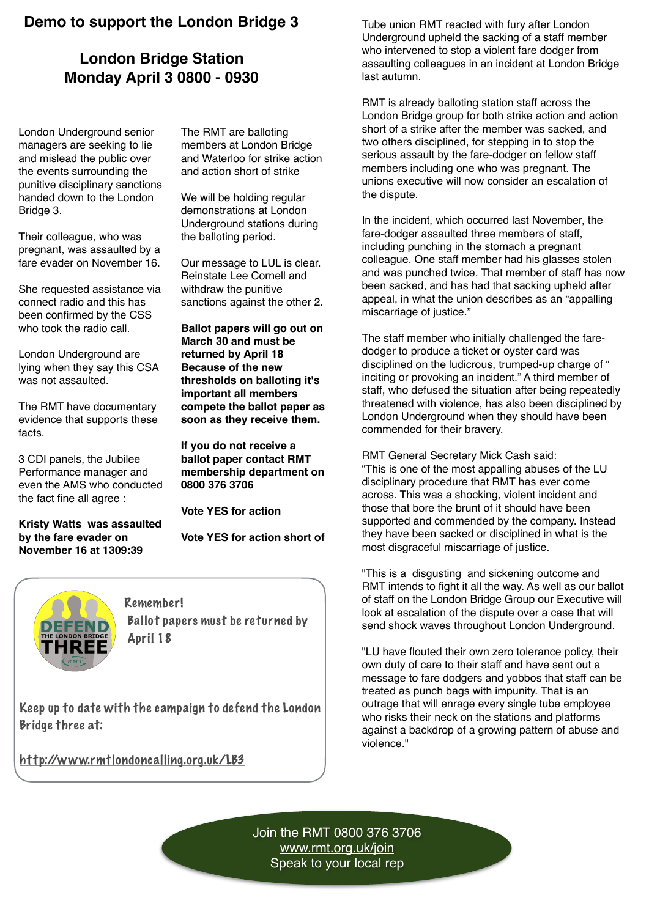# Demo to support the London Bridge 3

## London Bridge Station
## Monday April 3 0800 - 0930

London Underground senior managers are seeking to lie and mislead the public over the events surrounding the punitive disciplinary sanctions handed down to the London Bridge 3.

Their colleague, who was pregnant, was assaulted by a fare evader on November 16.

She requested assistance via connect radio and this has been confirmed by the CSS who took the radio call.

London Underground are lying when they say this CSA was not assaulted.

The RMT have documentary evidence that supports these facts.

3 CDI panels, the Jubilee Performance manager and even the AMS who conducted the fact fine all agree :

**Kristy Watts was assaulted by the fare evader on November 16 at 1309:39**

The RMT are balloting members at London Bridge and Waterloo for strike action and action short of strike

We will be holding regular demonstrations at London Underground stations during the balloting period.

Our message to LUL is clear. Reinstate Lee Cornell and withdraw the punitive sanctions against the other 2.

**Ballot papers will go out on March 30 and must be returned by April 18 Because of the new thresholds on balloting it's important all members compete the ballot paper as soon as they receive them.**

**If you do not receive a ballot paper contact RMT membership department on 0800 376 3706**

**Vote YES for action**

**Vote YES for action short of**

DEFEND THE LONDON BRIDGE THREE RMT

Remember!
Ballot papers must be returned by April 18

Keep up to date with the campaign to defend the London Bridge three at:

http://www.rmtlondoncalling.org.uk/LB3

Tube union RMT reacted with fury after London Underground upheld the sacking of a staff member who intervened to stop a violent fare dodger from assaulting colleagues in an incident at London Bridge last autumn.

RMT is already balloting station staff across the London Bridge group for both strike action and action short of a strike after the member was sacked, and two others disciplined, for stepping in to stop the serious assault by the fare-dodger on fellow staff members including one who was pregnant. The unions executive will now consider an escalation of the dispute.

In the incident, which occurred last November, the fare-dodger assaulted three members of staff, including punching in the stomach a pregnant colleague. One staff member had his glasses stolen and was punched twice. That member of staff has now been sacked, and has had that sacking upheld after appeal, in what the union describes as an "appalling miscarriage of justice."

The staff member who initially challenged the fare-dodger to produce a ticket or oyster card was disciplined on the ludicrous, trumped-up charge of " inciting or provoking an incident." A third member of staff, who defused the situation after being repeatedly threatened with violence, has also been disciplined by London Underground when they should have been commended for their bravery.

RMT General Secretary Mick Cash said:
"This is one of the most appalling abuses of the LU disciplinary procedure that RMT has ever come across. This was a shocking, violent incident and those that bore the brunt of it should have been supported and commended by the company. Instead they have been sacked or disciplined in what is the most disgraceful miscarriage of justice.

"This is a disgusting and sickening outcome and RMT intends to fight it all the way. As well as our ballot of staff on the London Bridge Group our Executive will look at escalation of the dispute over a case that will send shock waves throughout London Underground.

"LU have flouted their own zero tolerance policy, their own duty of care to their staff and have sent out a message to fare dodgers and yobbos that staff can be treated as punch bags with impunity. That is an outrage that will enrage every single tube employee who risks their neck on the stations and platforms against a backdrop of a growing pattern of abuse and violence."

Join the RMT 0800 376 3706
www.rmt.org.uk/join
Speak to your local rep